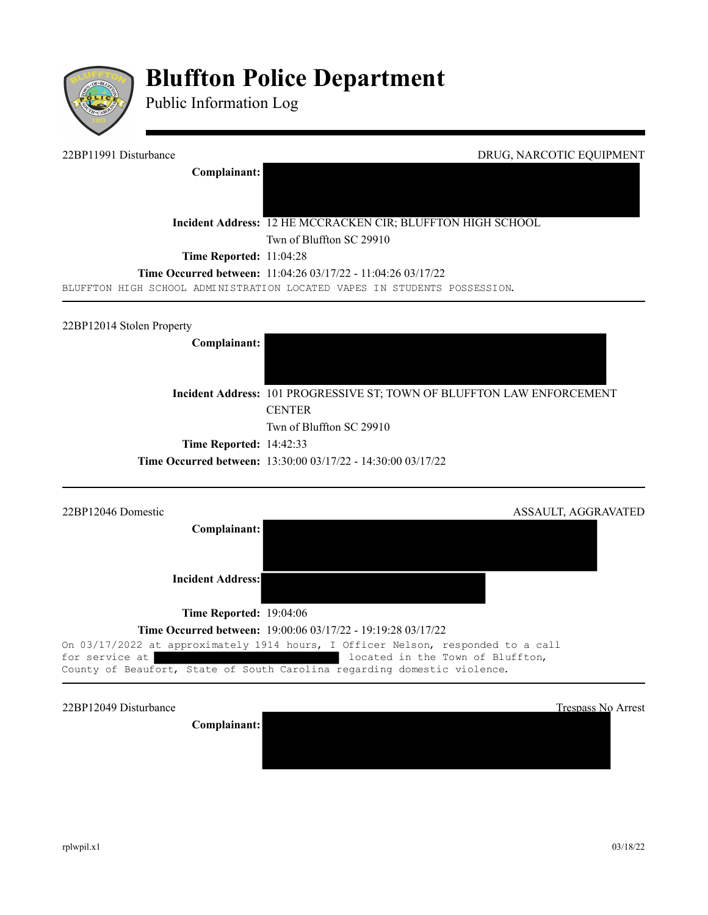# Bluffton Police Department

## Public Information Log

---

22BP11991 Disturbance — DRUG, NARCOTIC EQUIPMENT

**Complainant:** [REDACTED]

**Incident Address:** 12 HE MCCRACKEN CIR; BLUFFTON HIGH SCHOOL
Twn of Bluffton SC 29910

**Time Reported:** 11:04:28

**Time Occurred between:** 11:04:26 03/17/22 - 11:04:26 03/17/22

```
BLUFFTON HIGH SCHOOL ADMINISTRATION LOCATED VAPES IN STUDENTS POSSESSION.
```

---

22BP12014 Stolen Property

**Complainant:** [REDACTED]

**Incident Address:** 101 PROGRESSIVE ST; TOWN OF BLUFFTON LAW ENFORCEMENT CENTER
Twn of Bluffton SC 29910

**Time Reported:** 14:42:33

**Time Occurred between:** 13:30:00 03/17/22 - 14:30:00 03/17/22

---

22BP12046 Domestic — ASSAULT, AGGRAVATED

**Complainant:** [REDACTED]

**Incident Address:** [REDACTED]

**Time Reported:** 19:04:06

**Time Occurred between:** 19:00:06 03/17/22 - 19:19:28 03/17/22

```
On 03/17/2022 at approximately 1914 hours, I Officer Nelson, responded to a call
for service at [REDACTED] located in the Town of Bluffton,
County of Beaufort, State of South Carolina regarding domestic violence.
```

---

22BP12049 Disturbance — Trespass No Arrest

**Complainant:** [REDACTED]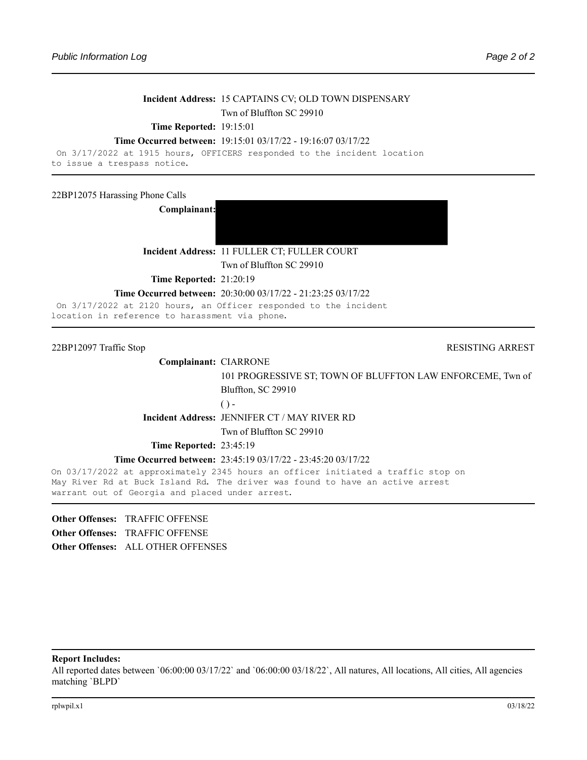**Incident Address:** 15 CAPTAINS CV; OLD TOWN DISPENSARY
Twn of Bluffton SC 29910

**Time Reported:** 19:15:01

**Time Occurred between:** 19:15:01 03/17/22 - 19:16:07 03/17/22

On 3/17/2022 at 1915 hours, OFFICERS responded to the incident location to issue a trespass notice.

---

22BP12075 Harassing Phone Calls

**Complainant:**

**Incident Address:** 11 FULLER CT; FULLER COURT
Twn of Bluffton SC 29910

**Time Reported:** 21:20:19

**Time Occurred between:** 20:30:00 03/17/22 - 21:23:25 03/17/22

On 3/17/2022 at 2120 hours, an Officer responded to the incident location in reference to harassment via phone.

---

22BP12097 Traffic Stop — RESISTING ARREST

**Complainant:** CIARRONE
101 PROGRESSIVE ST; TOWN OF BLUFFTON LAW ENFORCEME, Twn of Bluffton, SC 29910
( ) -

**Incident Address:** JENNIFER CT / MAY RIVER RD
Twn of Bluffton SC 29910

**Time Reported:** 23:45:19

**Time Occurred between:** 23:45:19 03/17/22 - 23:45:20 03/17/22

On 03/17/2022 at approximately 2345 hours an officer initiated a traffic stop on May River Rd at Buck Island Rd. The driver was found to have an active arrest warrant out of Georgia and placed under arrest.

---

**Other Offenses:** TRAFFIC OFFENSE
**Other Offenses:** TRAFFIC OFFENSE
**Other Offenses:** ALL OTHER OFFENSES

---

**Report Includes:**
All reported dates between `06:00:00 03/17/22` and `06:00:00 03/18/22`, All natures, All locations, All cities, All agencies matching `BLPD`

rplwpil.x1 03/18/22